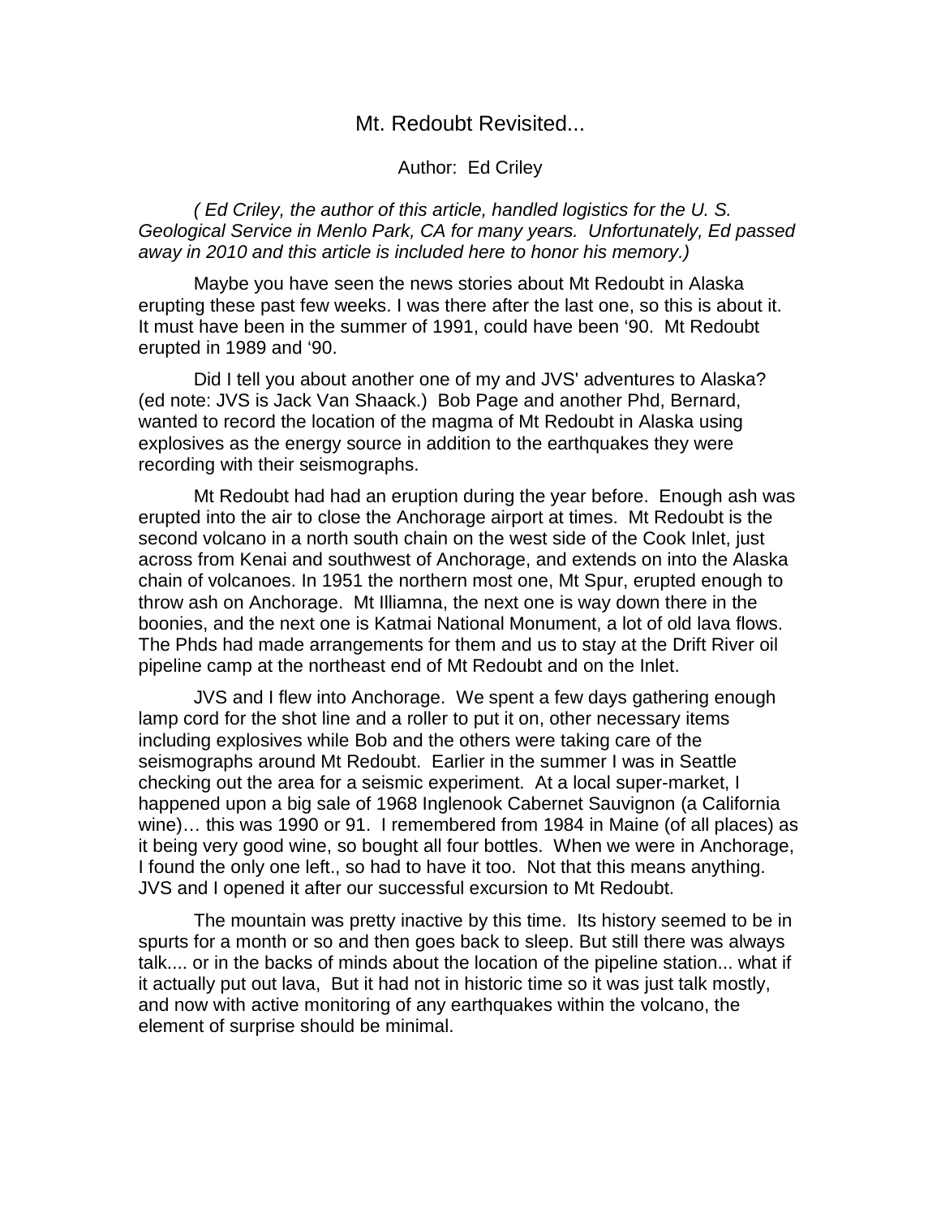# Mt. Redoubt Revisited...

Author: Ed Criley

*( Ed Criley, the author of this article, handled logistics for the U. S. Geological Service in Menlo Park, CA for many years. Unfortunately, Ed passed away in 2010 and this article is included here to honor his memory.)*

Maybe you have seen the news stories about Mt Redoubt in Alaska erupting these past few weeks. I was there after the last one, so this is about it. It must have been in the summer of 1991, could have been '90. Mt Redoubt erupted in 1989 and '90.

Did I tell you about another one of my and JVS' adventures to Alaska? (ed note: JVS is Jack Van Shaack.) Bob Page and another Phd, Bernard, wanted to record the location of the magma of Mt Redoubt in Alaska using explosives as the energy source in addition to the earthquakes they were recording with their seismographs.

Mt Redoubt had had an eruption during the year before. Enough ash was erupted into the air to close the Anchorage airport at times. Mt Redoubt is the second volcano in a north south chain on the west side of the Cook Inlet, just across from Kenai and southwest of Anchorage, and extends on into the Alaska chain of volcanoes. In 1951 the northern most one, Mt Spur, erupted enough to throw ash on Anchorage. Mt Illiamna, the next one is way down there in the boonies, and the next one is Katmai National Monument, a lot of old lava flows. The Phds had made arrangements for them and us to stay at the Drift River oil pipeline camp at the northeast end of Mt Redoubt and on the Inlet.

JVS and I flew into Anchorage. We spent a few days gathering enough lamp cord for the shot line and a roller to put it on, other necessary items including explosives while Bob and the others were taking care of the seismographs around Mt Redoubt. Earlier in the summer I was in Seattle checking out the area for a seismic experiment. At a local super-market, I happened upon a big sale of 1968 Inglenook Cabernet Sauvignon (a California wine)… this was 1990 or 91. I remembered from 1984 in Maine (of all places) as it being very good wine, so bought all four bottles. When we were in Anchorage, I found the only one left., so had to have it too. Not that this means anything. JVS and I opened it after our successful excursion to Mt Redoubt.

The mountain was pretty inactive by this time. Its history seemed to be in spurts for a month or so and then goes back to sleep. But still there was always talk.... or in the backs of minds about the location of the pipeline station... what if it actually put out lava, But it had not in historic time so it was just talk mostly, and now with active monitoring of any earthquakes within the volcano, the element of surprise should be minimal.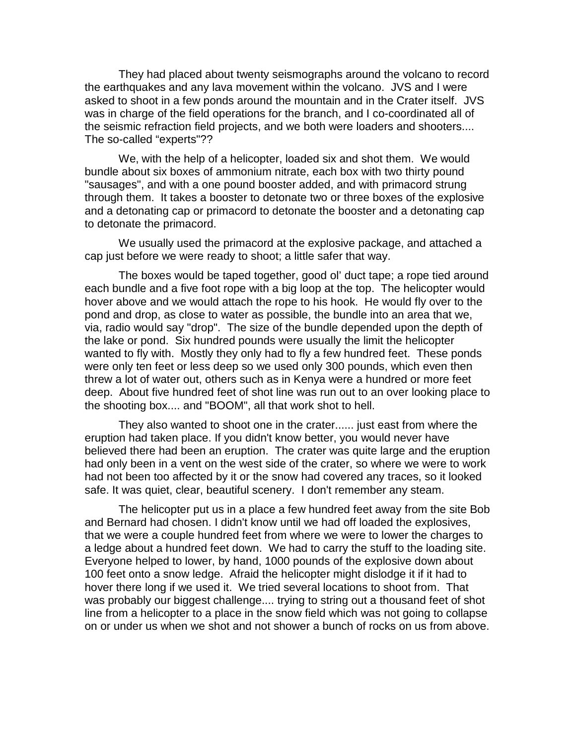They had placed about twenty seismographs around the volcano to record the earthquakes and any lava movement within the volcano. JVS and I were asked to shoot in a few ponds around the mountain and in the Crater itself. JVS was in charge of the field operations for the branch, and I co-coordinated all of the seismic refraction field projects, and we both were loaders and shooters.... The so-called "experts"??

We, with the help of a helicopter, loaded six and shot them. We would bundle about six boxes of ammonium nitrate, each box with two thirty pound "sausages", and with a one pound booster added, and with primacord strung through them. It takes a booster to detonate two or three boxes of the explosive and a detonating cap or primacord to detonate the booster and a detonating cap to detonate the primacord.

We usually used the primacord at the explosive package, and attached a cap just before we were ready to shoot; a little safer that way.

The boxes would be taped together, good ol' duct tape; a rope tied around each bundle and a five foot rope with a big loop at the top. The helicopter would hover above and we would attach the rope to his hook. He would fly over to the pond and drop, as close to water as possible, the bundle into an area that we, via, radio would say "drop". The size of the bundle depended upon the depth of the lake or pond. Six hundred pounds were usually the limit the helicopter wanted to fly with. Mostly they only had to fly a few hundred feet. These ponds were only ten feet or less deep so we used only 300 pounds, which even then threw a lot of water out, others such as in Kenya were a hundred or more feet deep. About five hundred feet of shot line was run out to an over looking place to the shooting box.... and "BOOM", all that work shot to hell.

They also wanted to shoot one in the crater...... just east from where the eruption had taken place. If you didn't know better, you would never have believed there had been an eruption. The crater was quite large and the eruption had only been in a vent on the west side of the crater, so where we were to work had not been too affected by it or the snow had covered any traces, so it looked safe. It was quiet, clear, beautiful scenery. I don't remember any steam.

The helicopter put us in a place a few hundred feet away from the site Bob and Bernard had chosen. I didn't know until we had off loaded the explosives, that we were a couple hundred feet from where we were to lower the charges to a ledge about a hundred feet down. We had to carry the stuff to the loading site. Everyone helped to lower, by hand, 1000 pounds of the explosive down about 100 feet onto a snow ledge. Afraid the helicopter might dislodge it if it had to hover there long if we used it. We tried several locations to shoot from. That was probably our biggest challenge.... trying to string out a thousand feet of shot line from a helicopter to a place in the snow field which was not going to collapse on or under us when we shot and not shower a bunch of rocks on us from above.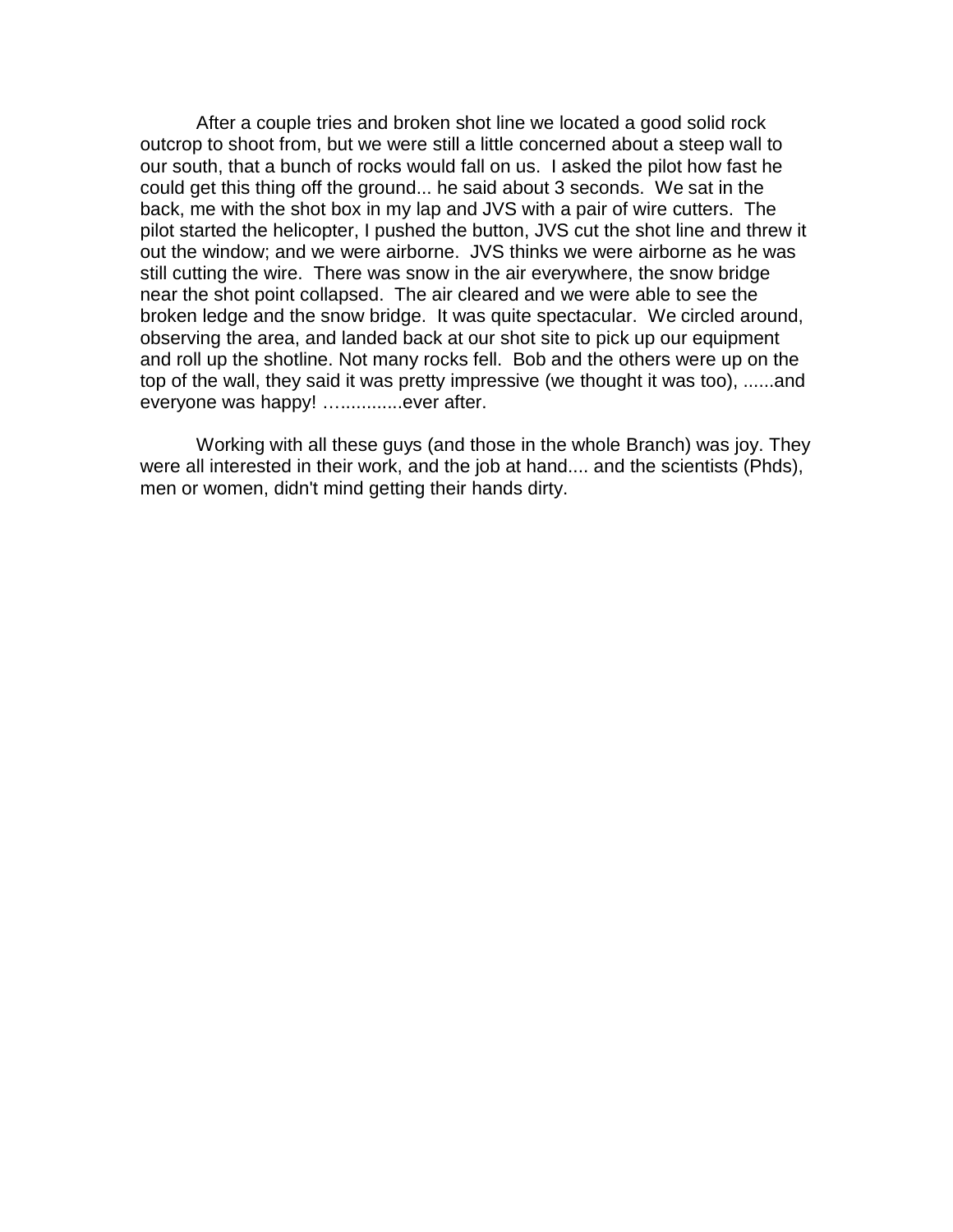After a couple tries and broken shot line we located a good solid rock outcrop to shoot from, but we were still a little concerned about a steep wall to our south, that a bunch of rocks would fall on us. I asked the pilot how fast he could get this thing off the ground... he said about 3 seconds. We sat in the back, me with the shot box in my lap and JVS with a pair of wire cutters. The pilot started the helicopter, I pushed the button, JVS cut the shot line and threw it out the window; and we were airborne. JVS thinks we were airborne as he was still cutting the wire. There was snow in the air everywhere, the snow bridge near the shot point collapsed. The air cleared and we were able to see the broken ledge and the snow bridge. It was quite spectacular. We circled around, observing the area, and landed back at our shot site to pick up our equipment and roll up the shotline. Not many rocks fell. Bob and the others were up on the top of the wall, they said it was pretty impressive (we thought it was too), ......and everyone was happy! …............ever after.

Working with all these guys (and those in the whole Branch) was joy. They were all interested in their work, and the job at hand.... and the scientists (Phds), men or women, didn't mind getting their hands dirty.